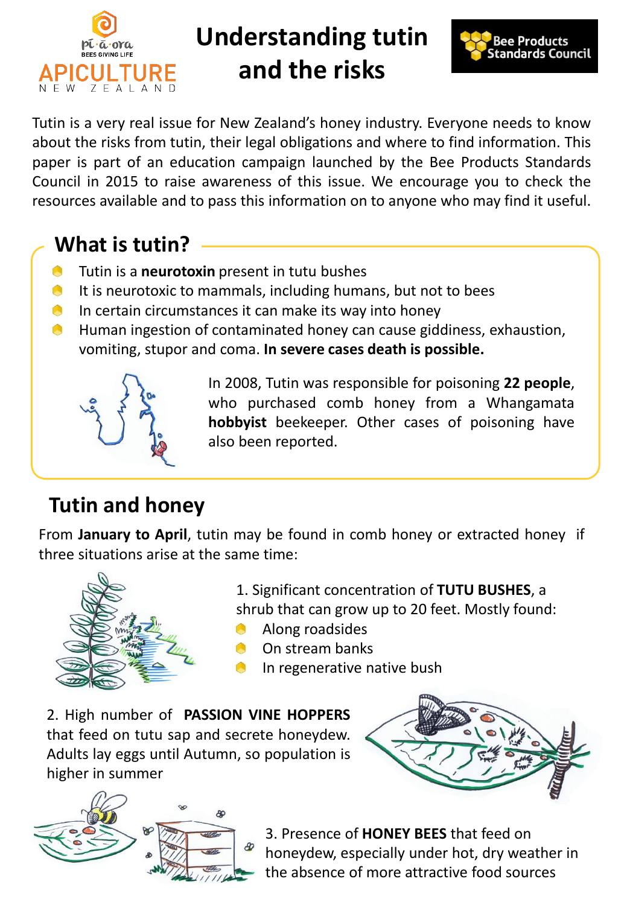# Understanding tutin and the risks

Tutin is a very real issue for New Zealand's honey industry. Everyone needs to know about the risks from tutin, their legal obligations and where to find information. This paper is part of an education campaign launched by the Bee Products Standards Council in 2015 to raise awareness of this issue. We encourage you to check the resources available and to pass this information on to anyone who may find it useful.

## What is tutin?

- Tutin is a **neurotoxin** present in tutu bushes
- It is neurotoxic to mammals, including humans, but not to bees
- In certain circumstances it can make its way into honey
- Human ingestion of contaminated honey can cause giddiness, exhaustion, vomiting, stupor and coma. **In severe cases death is possible.**

In 2008, Tutin was responsible for poisoning **22 people**, who purchased comb honey from a Whangamata **hobbyist** beekeeper. Other cases of poisoning have also been reported.

## Tutin and honey

From **January to April**, tutin may be found in comb honey or extracted honey if three situations arise at the same time:

1. Significant concentration of **TUTU BUSHES**, a shrub that can grow up to 20 feet. Mostly found:
   - Along roadsides
   - On stream banks
   - In regenerative native bush

2. High number of **PASSION VINE HOPPERS** that feed on tutu sap and secrete honeydew. Adults lay eggs until Autumn, so population is higher in summer

3. Presence of **HONEY BEES** that feed on honeydew, especially under hot, dry weather in the absence of more attractive food sources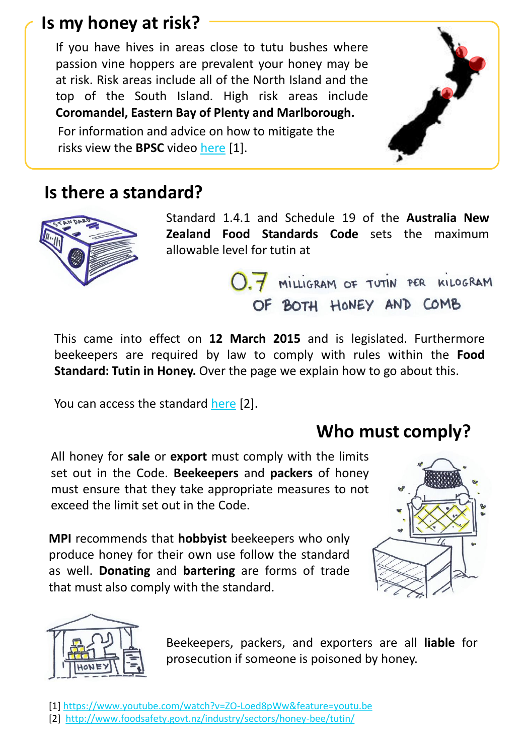## Is my honey at risk?

If you have hives in areas close to tutu bushes where passion vine hoppers are prevalent your honey may be at risk. Risk areas include all of the North Island and the top of the South Island. High risk areas include **Coromandel, Eastern Bay of Plenty and Marlborough.**

For information and advice on how to mitigate the risks view the **BPSC** video [here](https://www.youtube.com/watch?v=ZO-Loed8pWw&feature=youtu.be) [1].

## Is there a standard?

Standard 1.4.1 and Schedule 19 of the **Australia New Zealand Food Standards Code** sets the maximum allowable level for tutin at

0.7 MILLIGRAM OF TUTIN PER KILOGRAM OF BOTH HONEY AND COMB

This came into effect on **12 March 2015** and is legislated. Furthermore beekeepers are required by law to comply with rules within the **Food Standard: Tutin in Honey.** Over the page we explain how to go about this.

You can access the standard [here](http://www.foodsafety.govt.nz/industry/sectors/honey-bee/tutin/) [2].

## Who must comply?

All honey for **sale** or **export** must comply with the limits set out in the Code. **Beekeepers** and **packers** of honey must ensure that they take appropriate measures to not exceed the limit set out in the Code.

**MPI** recommends that **hobbyist** beekeepers who only produce honey for their own use follow the standard as well. **Donating** and **bartering** are forms of trade that must also comply with the standard.

Beekeepers, packers, and exporters are all **liable** for prosecution if someone is poisoned by honey.

[1] https://www.youtube.com/watch?v=ZO-Loed8pWw&feature=youtu.be
[2] http://www.foodsafety.govt.nz/industry/sectors/honey-bee/tutin/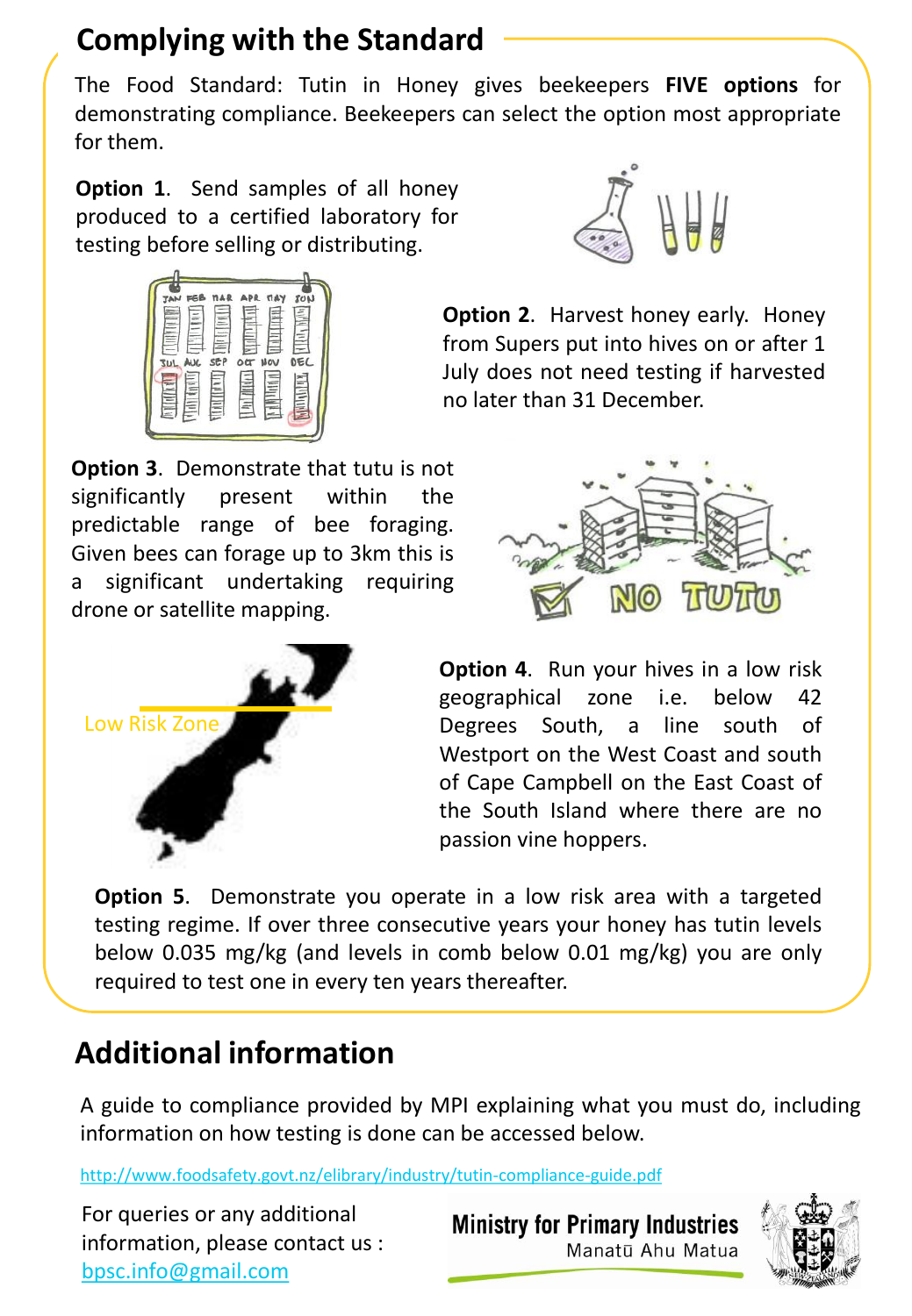## Complying with the Standard

The Food Standard: Tutin in Honey gives beekeepers **FIVE options** for demonstrating compliance. Beekeepers can select the option most appropriate for them.

**Option 1**. Send samples of all honey produced to a certified laboratory for testing before selling or distributing.

**Option 2**. Harvest honey early. Honey from Supers put into hives on or after 1 July does not need testing if harvested no later than 31 December.

**Option 3**. Demonstrate that tutu is not significantly present within the predictable range of bee foraging. Given bees can forage up to 3km this is a significant undertaking requiring drone or satellite mapping.

NO TUTU

Low Risk Zone

**Option 4**. Run your hives in a low risk geographical zone i.e. below 42 Degrees South, a line south of Westport on the West Coast and south of Cape Campbell on the East Coast of the South Island where there are no passion vine hoppers.

**Option 5**. Demonstrate you operate in a low risk area with a targeted testing regime. If over three consecutive years your honey has tutin levels below 0.035 mg/kg (and levels in comb below 0.01 mg/kg) you are only required to test one in every ten years thereafter.

## Additional information

A guide to compliance provided by MPI explaining what you must do, including information on how testing is done can be accessed below.

http://www.foodsafety.govt.nz/elibrary/industry/tutin-compliance-guide.pdf

For queries or any additional information, please contact us : bpsc.info@gmail.com

Ministry for Primary Industries
Manatū Ahu Matua